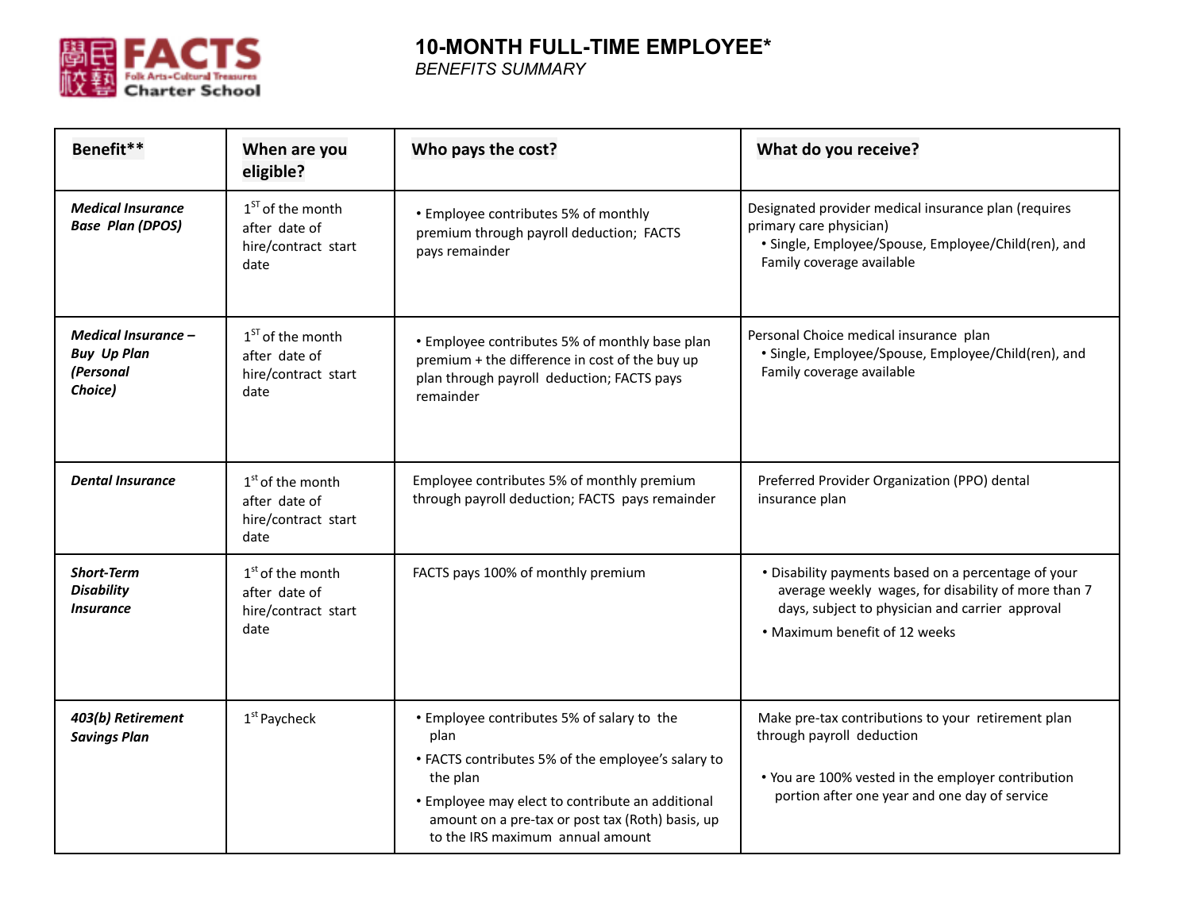# 10-MONTH FULL-TIME EMPLOYEE*

*BENEFITS SUMMARY*

| Benefit** | When are you eligible? | Who pays the cost? | What do you receive? |
|---|---|---|---|
| ***Medical Insurance Base Plan (DPOS)*** | 1ST of the month after date of hire/contract start date | • Employee contributes 5% of monthly premium through payroll deduction; FACTS pays remainder | Designated provider medical insurance plan (requires primary care physician)<br>• Single, Employee/Spouse, Employee/Child(ren), and Family coverage available |
| ***Medical Insurance – Buy Up Plan (Personal Choice)*** | 1ST of the month after date of hire/contract start date | • Employee contributes 5% of monthly base plan premium + the difference in cost of the buy up plan through payroll deduction; FACTS pays remainder | Personal Choice medical insurance plan<br>• Single, Employee/Spouse, Employee/Child(ren), and Family coverage available |
| ***Dental Insurance*** | 1st of the month after date of hire/contract start date | Employee contributes 5% of monthly premium through payroll deduction; FACTS pays remainder | Preferred Provider Organization (PPO) dental insurance plan |
| ***Short-Term Disability Insurance*** | 1st of the month after date of hire/contract start date | FACTS pays 100% of monthly premium | • Disability payments based on a percentage of your average weekly wages, for disability of more than 7 days, subject to physician and carrier approval<br>• Maximum benefit of 12 weeks |
| ***403(b) Retirement Savings Plan*** | 1st Paycheck | • Employee contributes 5% of salary to the plan<br>• FACTS contributes 5% of the employee's salary to the plan<br>• Employee may elect to contribute an additional amount on a pre-tax or post tax (Roth) basis, up to the IRS maximum annual amount | Make pre-tax contributions to your retirement plan through payroll deduction<br>• You are 100% vested in the employer contribution portion after one year and one day of service |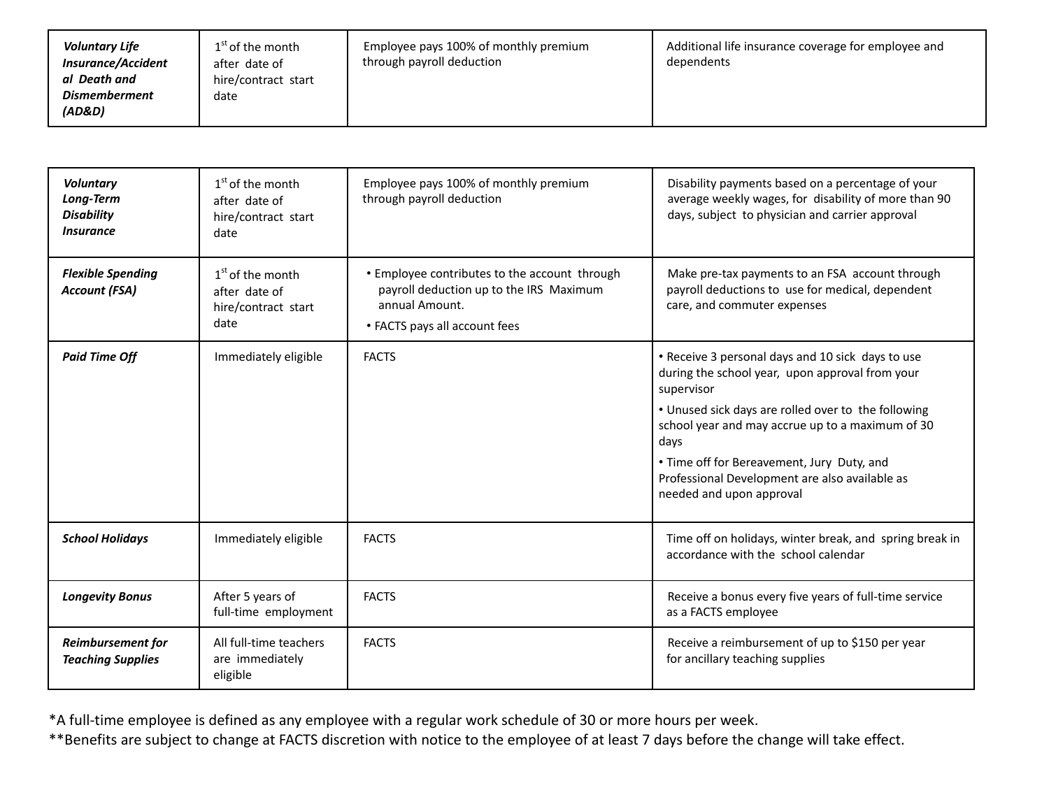| | | | |
|---|---|---|---|
| ***Voluntary Life Insurance/Accidental Death and Dismemberment (AD&D)*** | 1st of the month after date of hire/contract start date | Employee pays 100% of monthly premium through payroll deduction | Additional life insurance coverage for employee and dependents |

| | | | |
|---|---|---|---|
| ***Voluntary Long-Term Disability Insurance*** | 1st of the month after date of hire/contract start date | Employee pays 100% of monthly premium through payroll deduction | Disability payments based on a percentage of your average weekly wages, for disability of more than 90 days, subject to physician and carrier approval |
| ***Flexible Spending Account (FSA)*** | 1st of the month after date of hire/contract start date | • Employee contributes to the account through payroll deduction up to the IRS Maximum annual Amount.<br>• FACTS pays all account fees | Make pre-tax payments to an FSA account through payroll deductions to use for medical, dependent care, and commuter expenses |
| ***Paid Time Off*** | Immediately eligible | FACTS | • Receive 3 personal days and 10 sick days to use during the school year, upon approval from your supervisor<br>• Unused sick days are rolled over to the following school year and may accrue up to a maximum of 30 days<br>• Time off for Bereavement, Jury Duty, and Professional Development are also available as needed and upon approval |
| ***School Holidays*** | Immediately eligible | FACTS | Time off on holidays, winter break, and spring break in accordance with the school calendar |
| ***Longevity Bonus*** | After 5 years of full-time employment | FACTS | Receive a bonus every five years of full-time service as a FACTS employee |
| ***Reimbursement for Teaching Supplies*** | All full-time teachers are immediately eligible | FACTS | Receive a reimbursement of up to $150 per year for ancillary teaching supplies |

*A full-time employee is defined as any employee with a regular work schedule of 30 or more hours per week.
**Benefits are subject to change at FACTS discretion with notice to the employee of at least 7 days before the change will take effect.